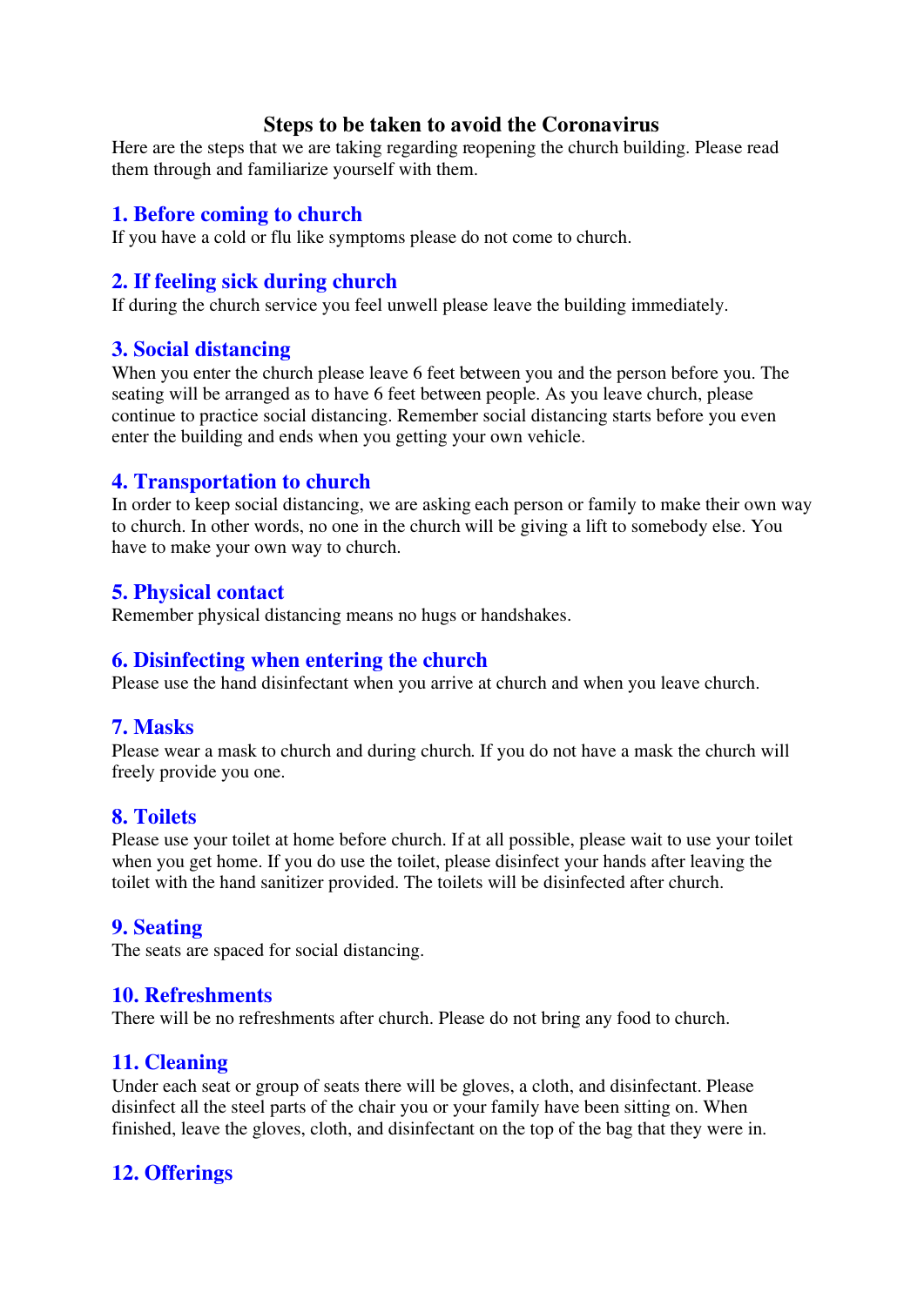# Steps to be taken to avoid the Coronavirus

Here are the steps that we are taking regarding reopening the church building. Please read them through and familiarize yourself with them.

## 1. Before coming to church

If you have a cold or flu like symptoms please do not come to church.

## 2. If feeling sick during church

If during the church service you feel unwell please leave the building immediately.

## 3. Social distancing

When you enter the church please leave 6 feet between you and the person before you. The seating will be arranged as to have 6 feet between people. As you leave church, please continue to practice social distancing. Remember social distancing starts before you even enter the building and ends when you getting your own vehicle.

## 4. Transportation to church

In order to keep social distancing, we are asking each person or family to make their own way to church. In other words, no one in the church will be giving a lift to somebody else. You have to make your own way to church.

## 5. Physical contact

Remember physical distancing means no hugs or handshakes.

## 6. Disinfecting when entering the church

Please use the hand disinfectant when you arrive at church and when you leave church.

## 7. Masks

Please wear a mask to church and during church. If you do not have a mask the church will freely provide you one.

## 8. Toilets

Please use your toilet at home before church. If at all possible, please wait to use your toilet when you get home. If you do use the toilet, please disinfect your hands after leaving the toilet with the hand sanitizer provided. The toilets will be disinfected after church.

## 9. Seating

The seats are spaced for social distancing.

## 10. Refreshments

There will be no refreshments after church. Please do not bring any food to church.

## 11. Cleaning

Under each seat or group of seats there will be gloves, a cloth, and disinfectant. Please disinfect all the steel parts of the chair you or your family have been sitting on. When finished, leave the gloves, cloth, and disinfectant on the top of the bag that they were in.

## 12. Offerings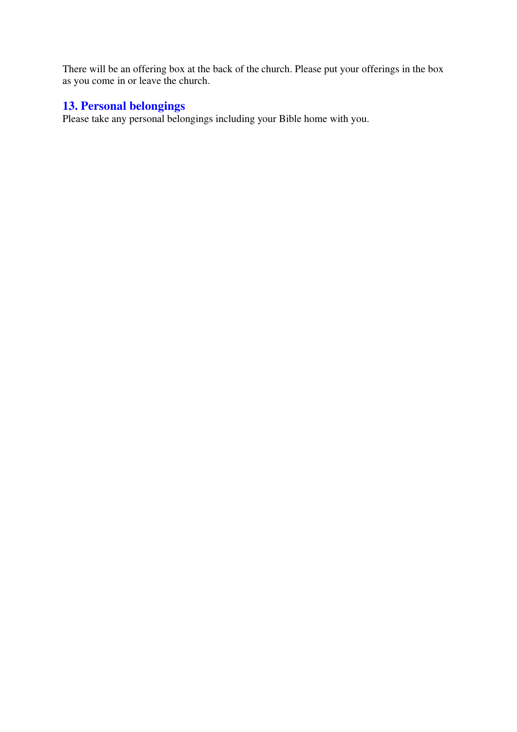There will be an offering box at the back of the church. Please put your offerings in the box as you come in or leave the church.

## 13. Personal belongings

Please take any personal belongings including your Bible home with you.